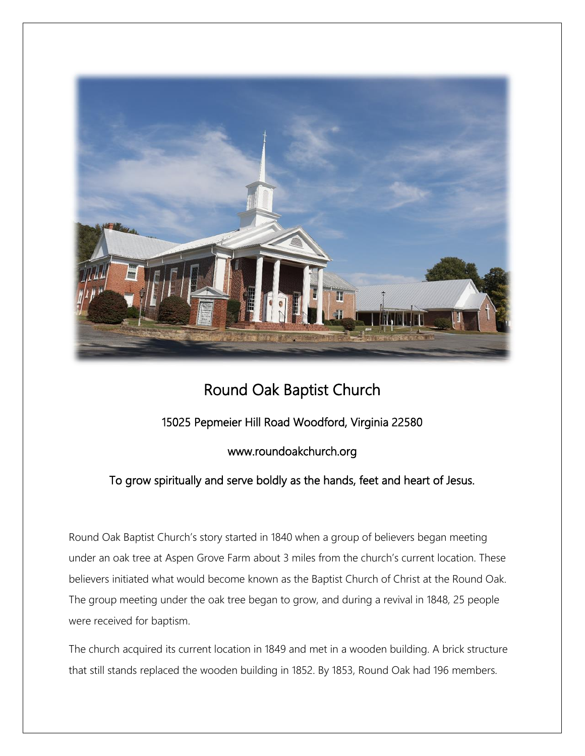# Round Oak Baptist Church

15025 Pepmeier Hill Road Woodford, Virginia 22580

www.roundoakchurch.org

To grow spiritually and serve boldly as the hands, feet and heart of Jesus.

Round Oak Baptist Church's story started in 1840 when a group of believers began meeting under an oak tree at Aspen Grove Farm about 3 miles from the church's current location. These believers initiated what would become known as the Baptist Church of Christ at the Round Oak. The group meeting under the oak tree began to grow, and during a revival in 1848, 25 people were received for baptism.

The church acquired its current location in 1849 and met in a wooden building. A brick structure that still stands replaced the wooden building in 1852. By 1853, Round Oak had 196 members.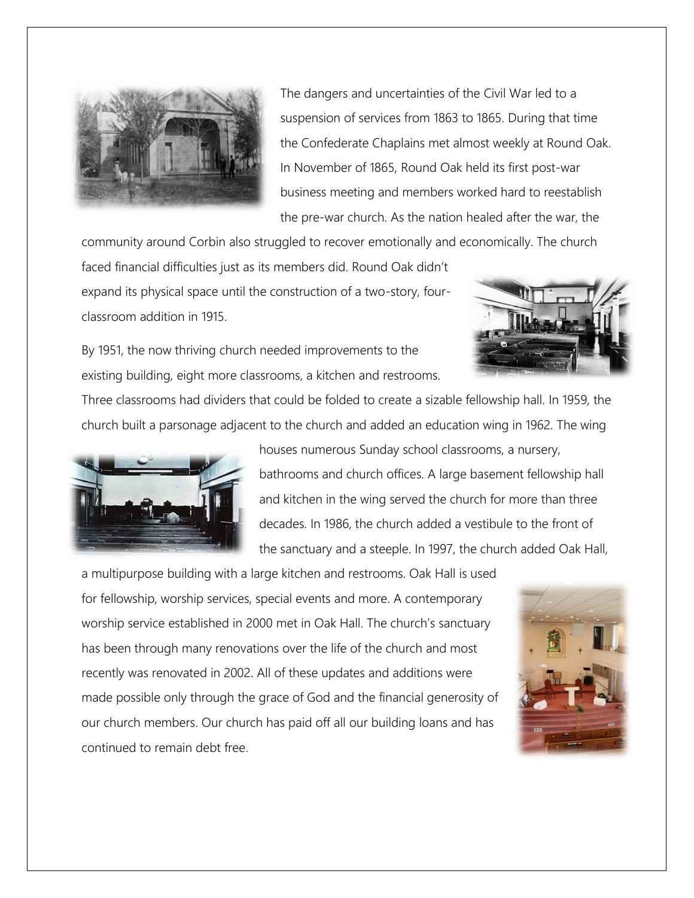The dangers and uncertainties of the Civil War led to a suspension of services from 1863 to 1865. During that time the Confederate Chaplains met almost weekly at Round Oak. In November of 1865, Round Oak held its first post-war business meeting and members worked hard to reestablish the pre-war church. As the nation healed after the war, the community around Corbin also struggled to recover emotionally and economically. The church faced financial difficulties just as its members did. Round Oak didn't expand its physical space until the construction of a two-story, four-classroom addition in 1915.

By 1951, the now thriving church needed improvements to the existing building, eight more classrooms, a kitchen and restrooms. Three classrooms had dividers that could be folded to create a sizable fellowship hall. In 1959, the church built a parsonage adjacent to the church and added an education wing in 1962. The wing houses numerous Sunday school classrooms, a nursery, bathrooms and church offices. A large basement fellowship hall and kitchen in the wing served the church for more than three decades. In 1986, the church added a vestibule to the front of the sanctuary and a steeple. In 1997, the church added Oak Hall, a multipurpose building with a large kitchen and restrooms. Oak Hall is used for fellowship, worship services, special events and more. A contemporary worship service established in 2000 met in Oak Hall. The church's sanctuary has been through many renovations over the life of the church and most recently was renovated in 2002. All of these updates and additions were made possible only through the grace of God and the financial generosity of our church members. Our church has paid off all our building loans and has continued to remain debt free.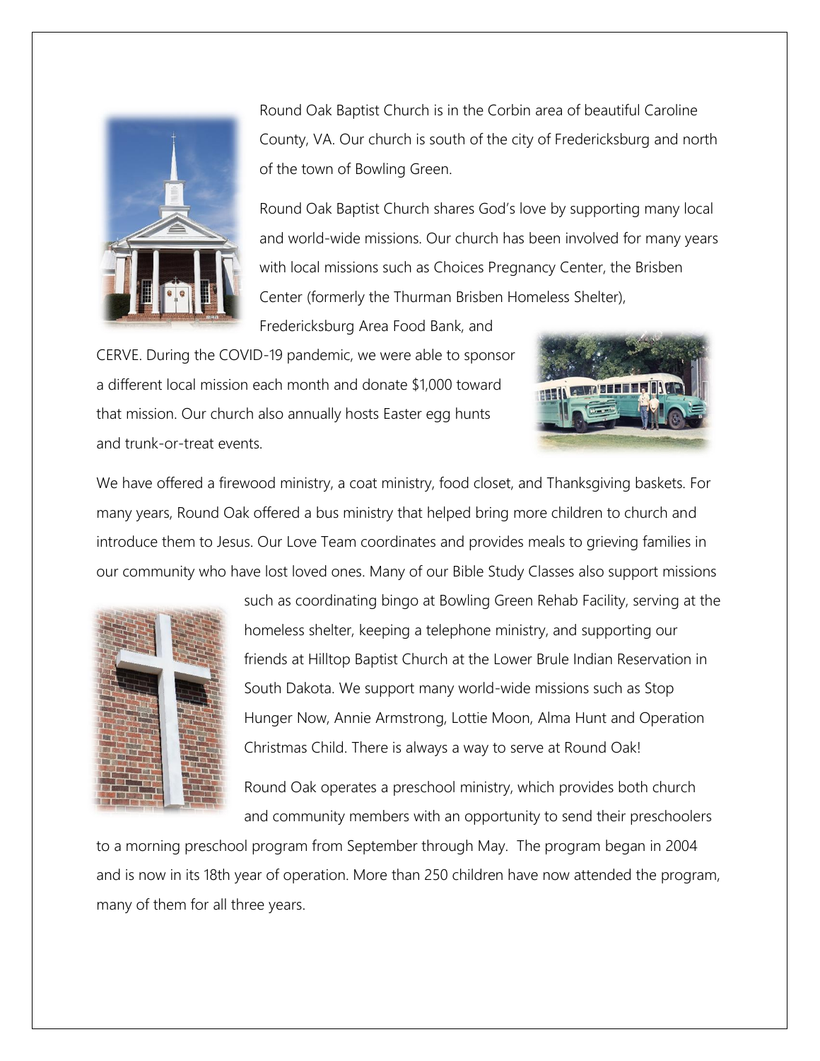Round Oak Baptist Church is in the Corbin area of beautiful Caroline County, VA. Our church is south of the city of Fredericksburg and north of the town of Bowling Green.

Round Oak Baptist Church shares God's love by supporting many local and world-wide missions. Our church has been involved for many years with local missions such as Choices Pregnancy Center, the Brisben Center (formerly the Thurman Brisben Homeless Shelter), Fredericksburg Area Food Bank, and CERVE. During the COVID-19 pandemic, we were able to sponsor a different local mission each month and donate $1,000 toward that mission. Our church also annually hosts Easter egg hunts and trunk-or-treat events.

We have offered a firewood ministry, a coat ministry, food closet, and Thanksgiving baskets. For many years, Round Oak offered a bus ministry that helped bring more children to church and introduce them to Jesus. Our Love Team coordinates and provides meals to grieving families in our community who have lost loved ones. Many of our Bible Study Classes also support missions such as coordinating bingo at Bowling Green Rehab Facility, serving at the homeless shelter, keeping a telephone ministry, and supporting our friends at Hilltop Baptist Church at the Lower Brule Indian Reservation in South Dakota. We support many world-wide missions such as Stop Hunger Now, Annie Armstrong, Lottie Moon, Alma Hunt and Operation Christmas Child. There is always a way to serve at Round Oak!

Round Oak operates a preschool ministry, which provides both church and community members with an opportunity to send their preschoolers to a morning preschool program from September through May. The program began in 2004 and is now in its 18th year of operation. More than 250 children have now attended the program, many of them for all three years.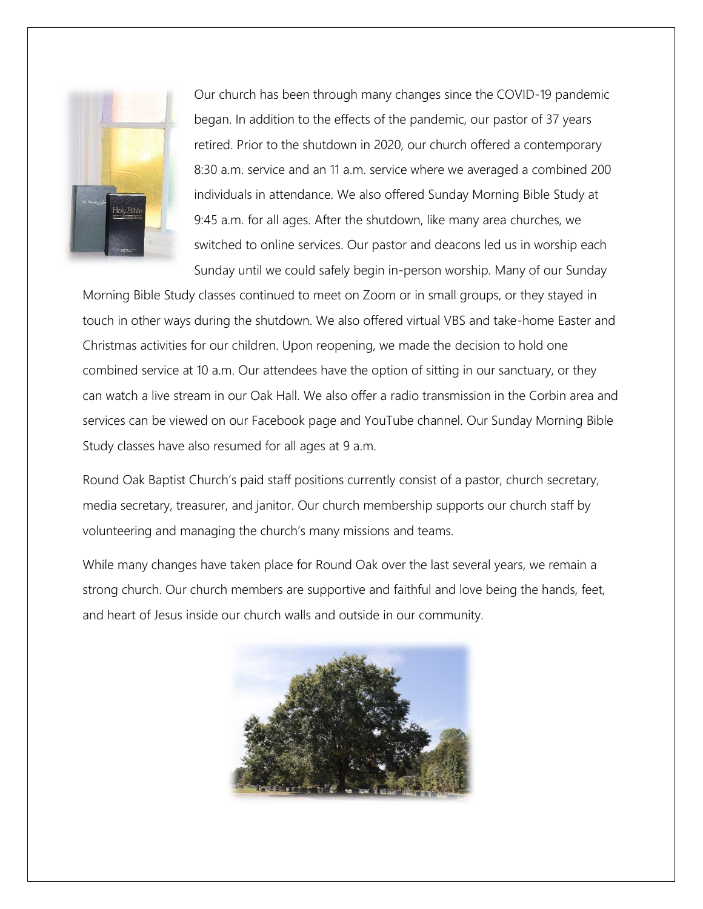Our church has been through many changes since the COVID-19 pandemic began. In addition to the effects of the pandemic, our pastor of 37 years retired. Prior to the shutdown in 2020, our church offered a contemporary 8:30 a.m. service and an 11 a.m. service where we averaged a combined 200 individuals in attendance. We also offered Sunday Morning Bible Study at 9:45 a.m. for all ages. After the shutdown, like many area churches, we switched to online services. Our pastor and deacons led us in worship each Sunday until we could safely begin in-person worship. Many of our Sunday Morning Bible Study classes continued to meet on Zoom or in small groups, or they stayed in touch in other ways during the shutdown. We also offered virtual VBS and take-home Easter and Christmas activities for our children. Upon reopening, we made the decision to hold one combined service at 10 a.m. Our attendees have the option of sitting in our sanctuary, or they can watch a live stream in our Oak Hall. We also offer a radio transmission in the Corbin area and services can be viewed on our Facebook page and YouTube channel. Our Sunday Morning Bible Study classes have also resumed for all ages at 9 a.m.

Round Oak Baptist Church's paid staff positions currently consist of a pastor, church secretary, media secretary, treasurer, and janitor. Our church membership supports our church staff by volunteering and managing the church's many missions and teams.

While many changes have taken place for Round Oak over the last several years, we remain a strong church. Our church members are supportive and faithful and love being the hands, feet, and heart of Jesus inside our church walls and outside in our community.